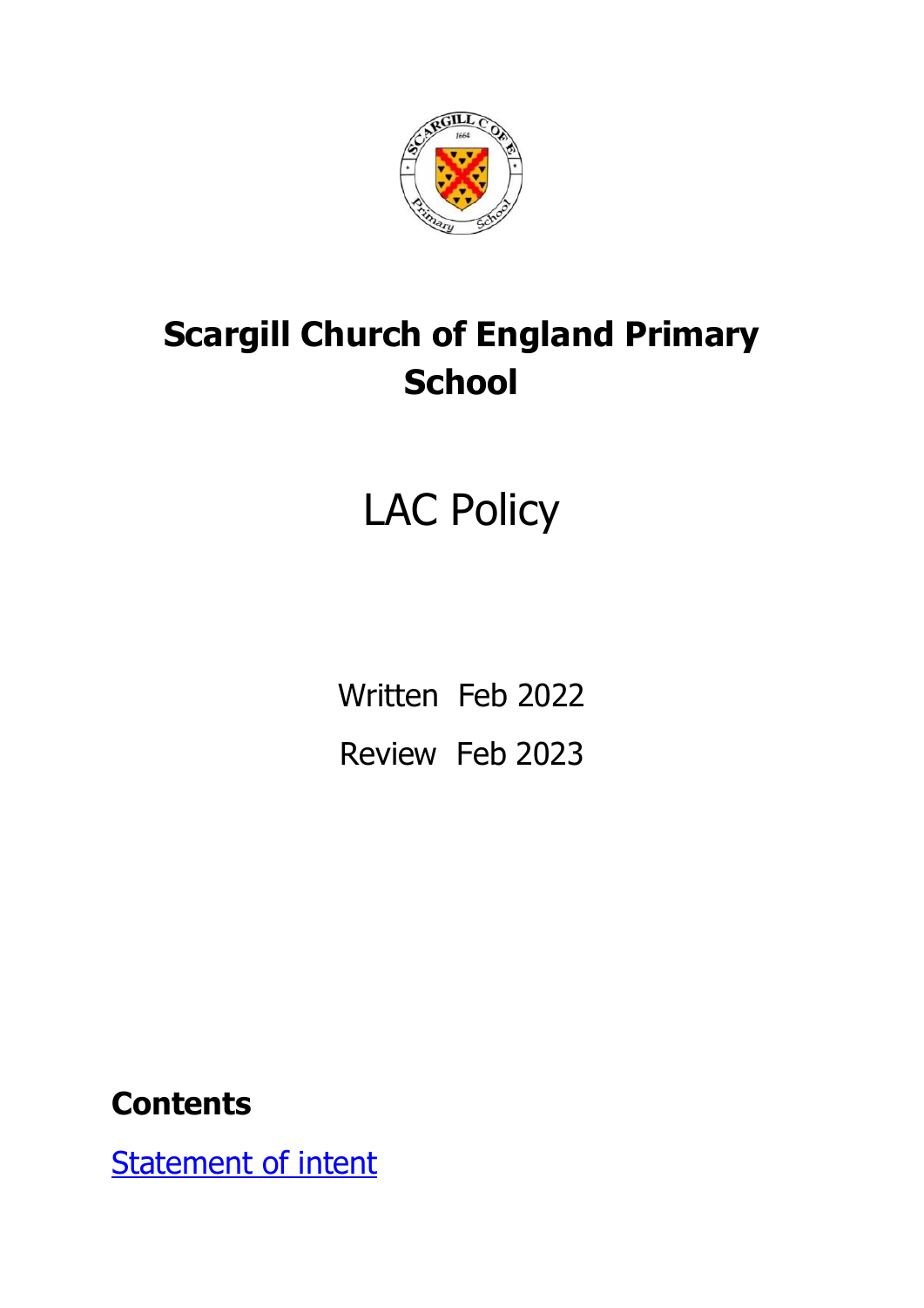# Scargill Church of England Primary School

## LAC Policy

Written Feb 2022

Review Feb 2023

**Contents**

[Statement of intent]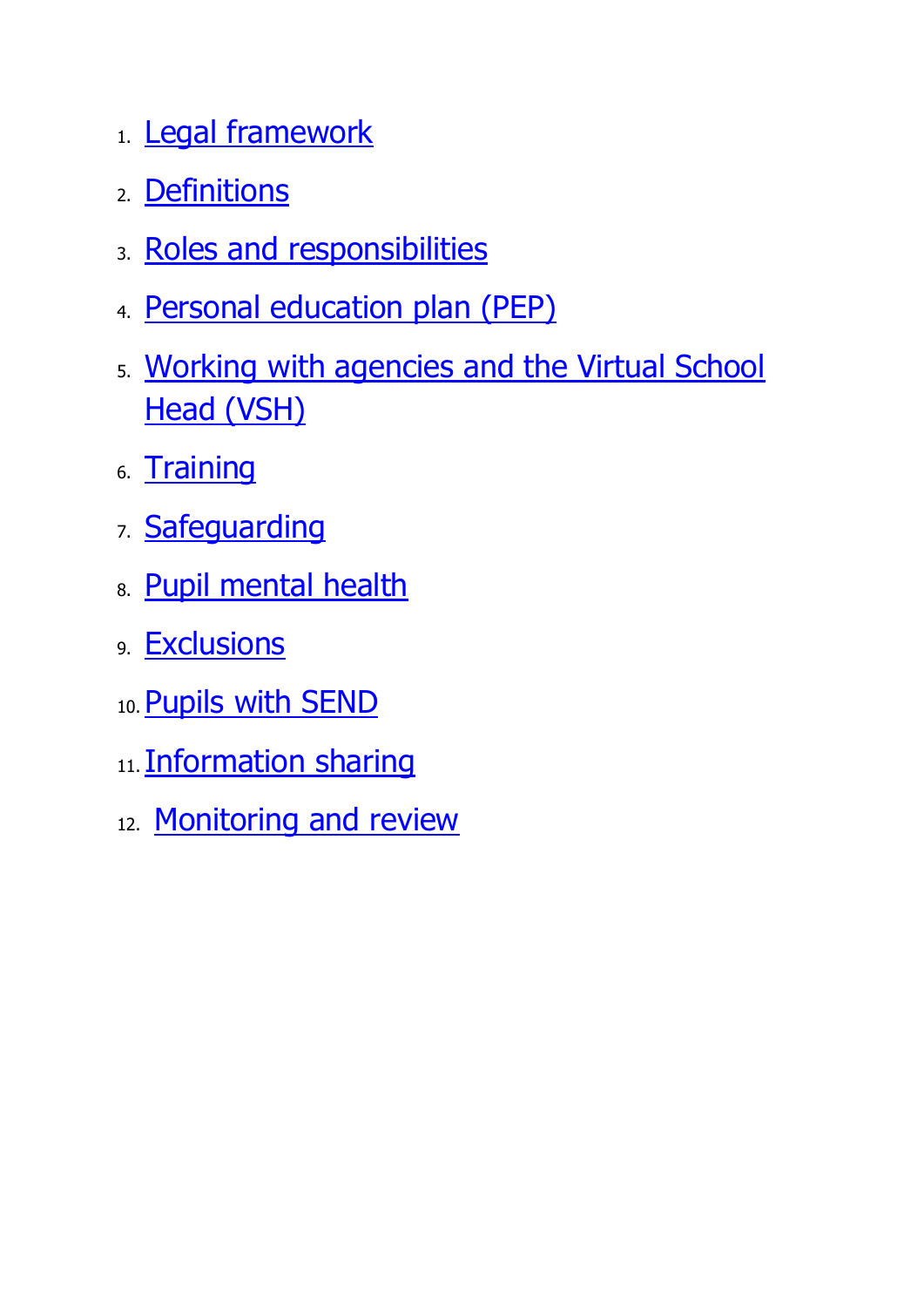1. Legal framework
2. Definitions
3. Roles and responsibilities
4. Personal education plan (PEP)
5. Working with agencies and the Virtual School Head (VSH)
6. Training
7. Safeguarding
8. Pupil mental health
9. Exclusions
10. Pupils with SEND
11. Information sharing
12. Monitoring and review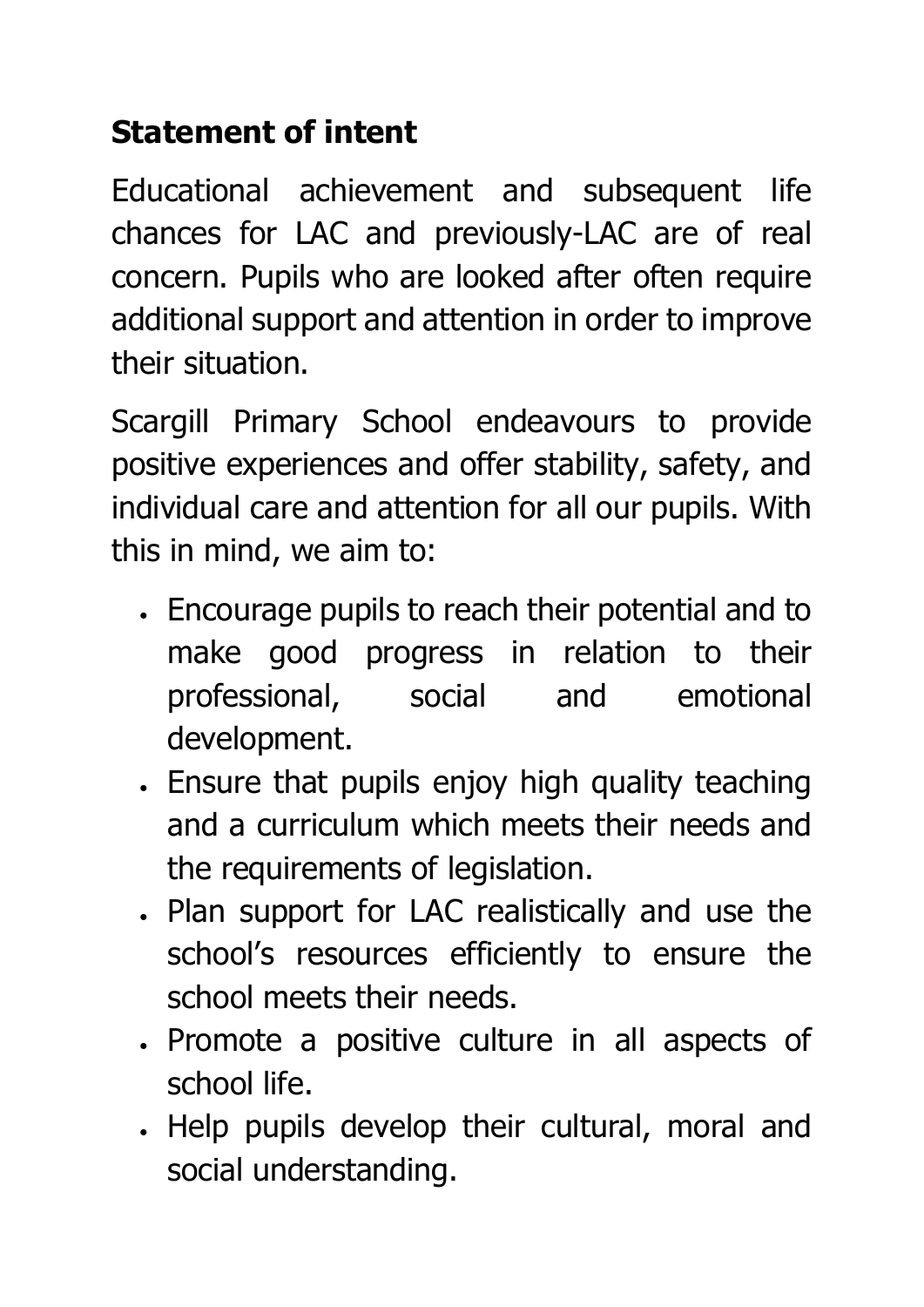## Statement of intent

Educational achievement and subsequent life chances for LAC and previously-LAC are of real concern. Pupils who are looked after often require additional support and attention in order to improve their situation.

Scargill Primary School endeavours to provide positive experiences and offer stability, safety, and individual care and attention for all our pupils. With this in mind, we aim to:

- Encourage pupils to reach their potential and to make good progress in relation to their professional, social and emotional development.
- Ensure that pupils enjoy high quality teaching and a curriculum which meets their needs and the requirements of legislation.
- Plan support for LAC realistically and use the school's resources efficiently to ensure the school meets their needs.
- Promote a positive culture in all aspects of school life.
- Help pupils develop their cultural, moral and social understanding.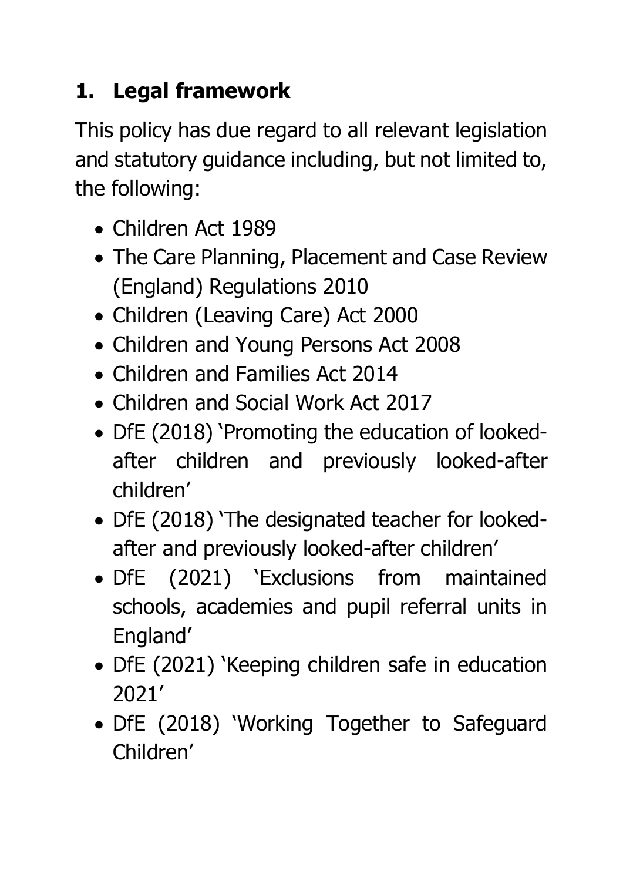## 1. Legal framework

This policy has due regard to all relevant legislation and statutory guidance including, but not limited to, the following:

- Children Act 1989
- The Care Planning, Placement and Case Review (England) Regulations 2010
- Children (Leaving Care) Act 2000
- Children and Young Persons Act 2008
- Children and Families Act 2014
- Children and Social Work Act 2017
- DfE (2018) 'Promoting the education of looked-after children and previously looked-after children'
- DfE (2018) 'The designated teacher for looked-after and previously looked-after children'
- DfE (2021) 'Exclusions from maintained schools, academies and pupil referral units in England'
- DfE (2021) 'Keeping children safe in education 2021'
- DfE (2018) 'Working Together to Safeguard Children'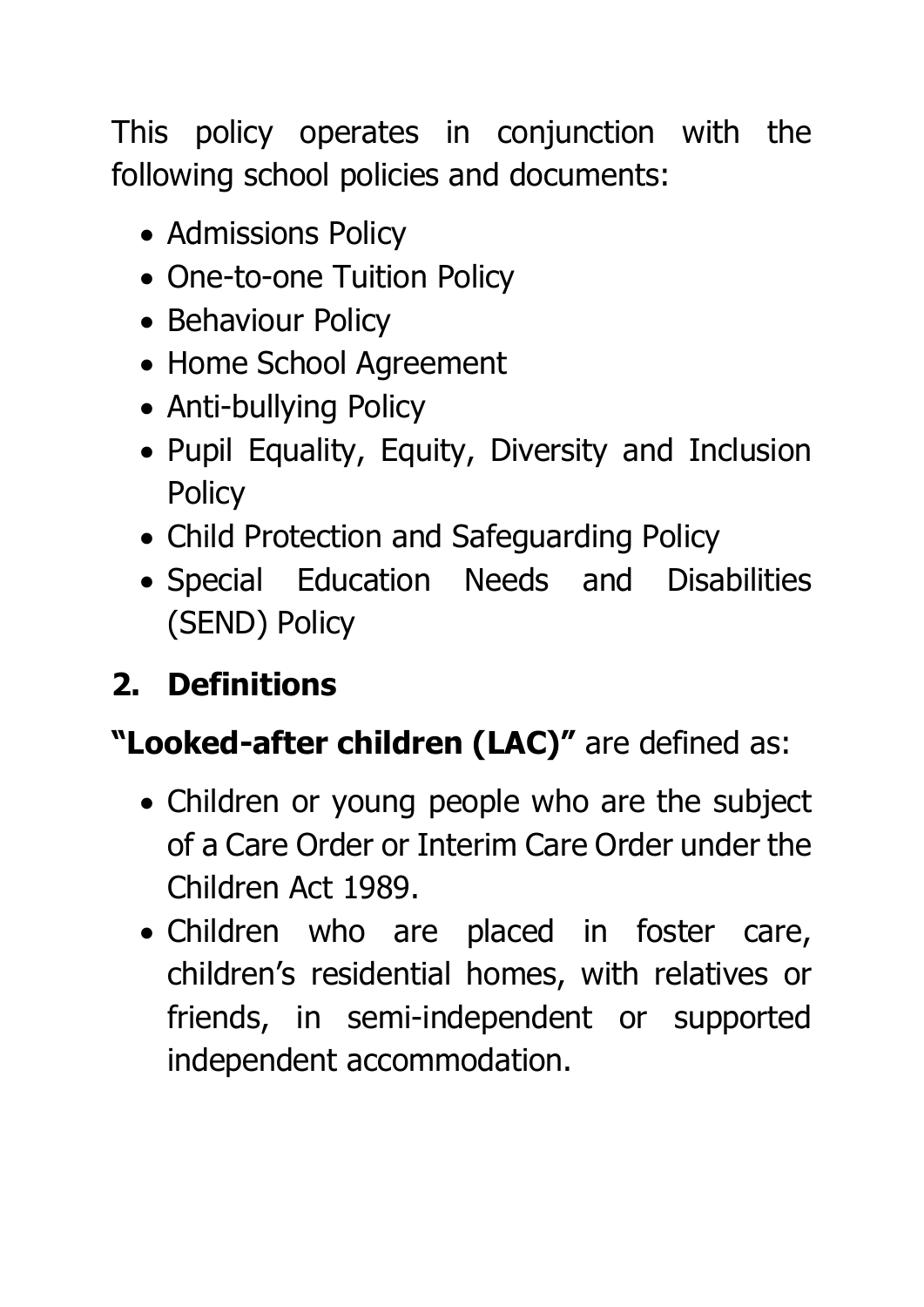This policy operates in conjunction with the following school policies and documents:

- Admissions Policy
- One-to-one Tuition Policy
- Behaviour Policy
- Home School Agreement
- Anti-bullying Policy
- Pupil Equality, Equity, Diversity and Inclusion Policy
- Child Protection and Safeguarding Policy
- Special Education Needs and Disabilities (SEND) Policy

## 2. Definitions

**"Looked-after children (LAC)"** are defined as:

- Children or young people who are the subject of a Care Order or Interim Care Order under the Children Act 1989.
- Children who are placed in foster care, children's residential homes, with relatives or friends, in semi-independent or supported independent accommodation.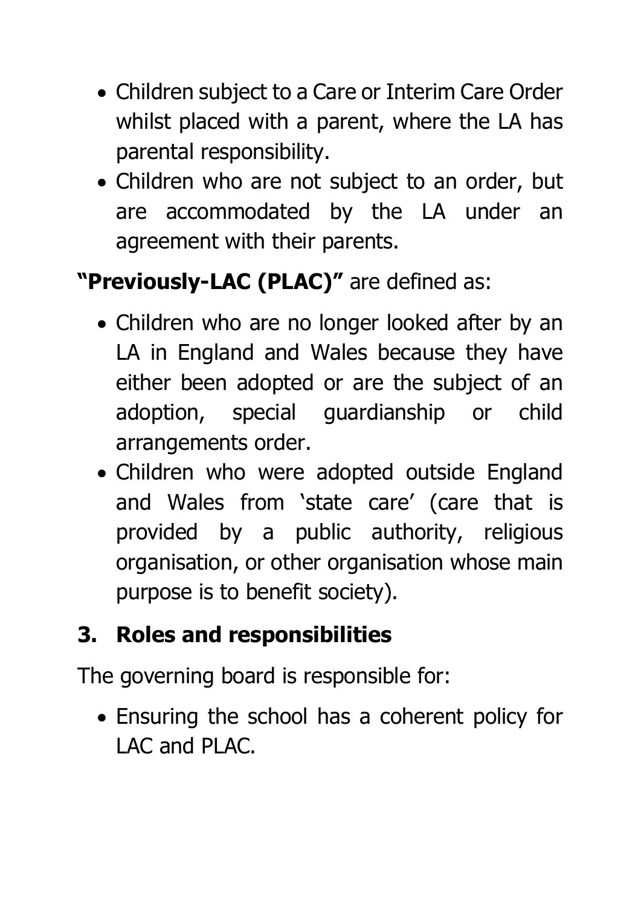- Children subject to a Care or Interim Care Order whilst placed with a parent, where the LA has parental responsibility.
- Children who are not subject to an order, but are accommodated by the LA under an agreement with their parents.

**"Previously-LAC (PLAC)"** are defined as:

- Children who are no longer looked after by an LA in England and Wales because they have either been adopted or are the subject of an adoption, special guardianship or child arrangements order.
- Children who were adopted outside England and Wales from 'state care' (care that is provided by a public authority, religious organisation, or other organisation whose main purpose is to benefit society).

## 3. Roles and responsibilities

The governing board is responsible for:

- Ensuring the school has a coherent policy for LAC and PLAC.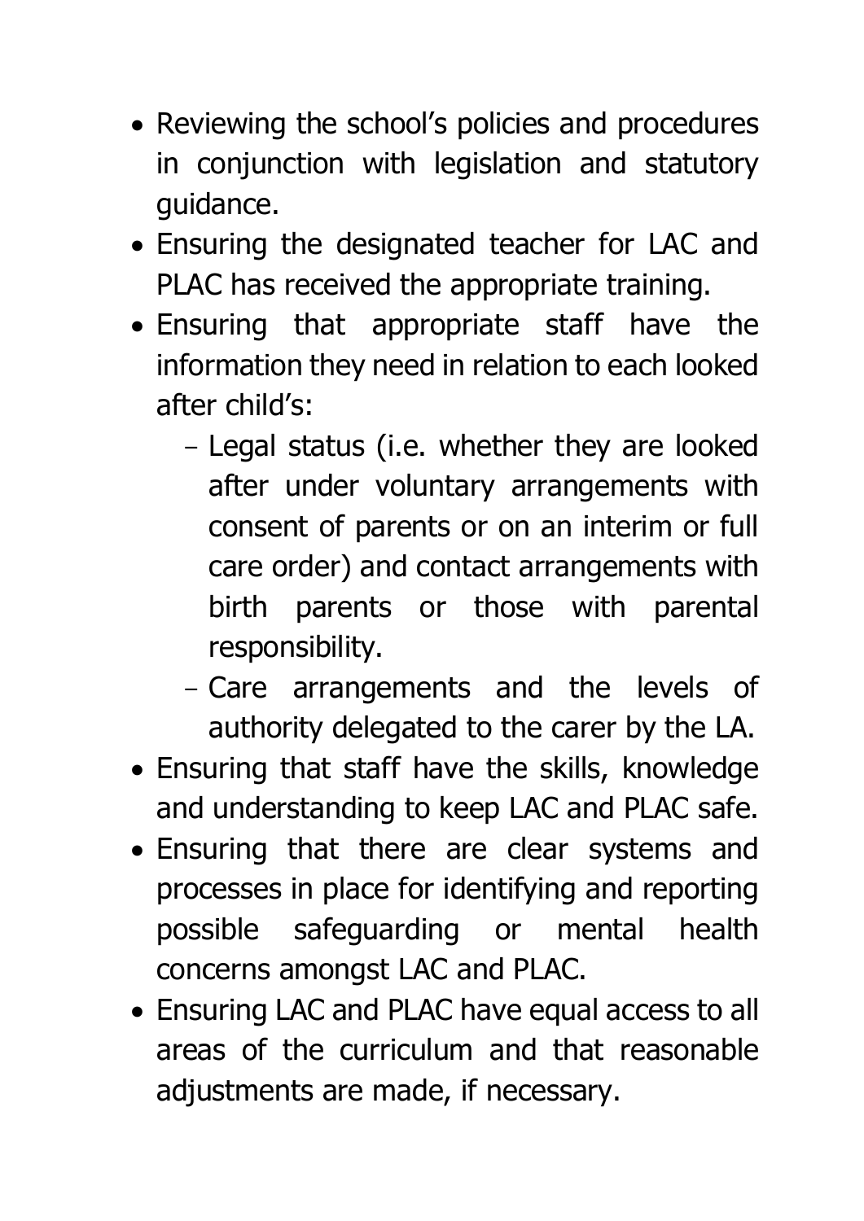- Reviewing the school's policies and procedures in conjunction with legislation and statutory guidance.
- Ensuring the designated teacher for LAC and PLAC has received the appropriate training.
- Ensuring that appropriate staff have the information they need in relation to each looked after child's:
  - Legal status (i.e. whether they are looked after under voluntary arrangements with consent of parents or on an interim or full care order) and contact arrangements with birth parents or those with parental responsibility.
  - Care arrangements and the levels of authority delegated to the carer by the LA.
- Ensuring that staff have the skills, knowledge and understanding to keep LAC and PLAC safe.
- Ensuring that there are clear systems and processes in place for identifying and reporting possible safeguarding or mental health concerns amongst LAC and PLAC.
- Ensuring LAC and PLAC have equal access to all areas of the curriculum and that reasonable adjustments are made, if necessary.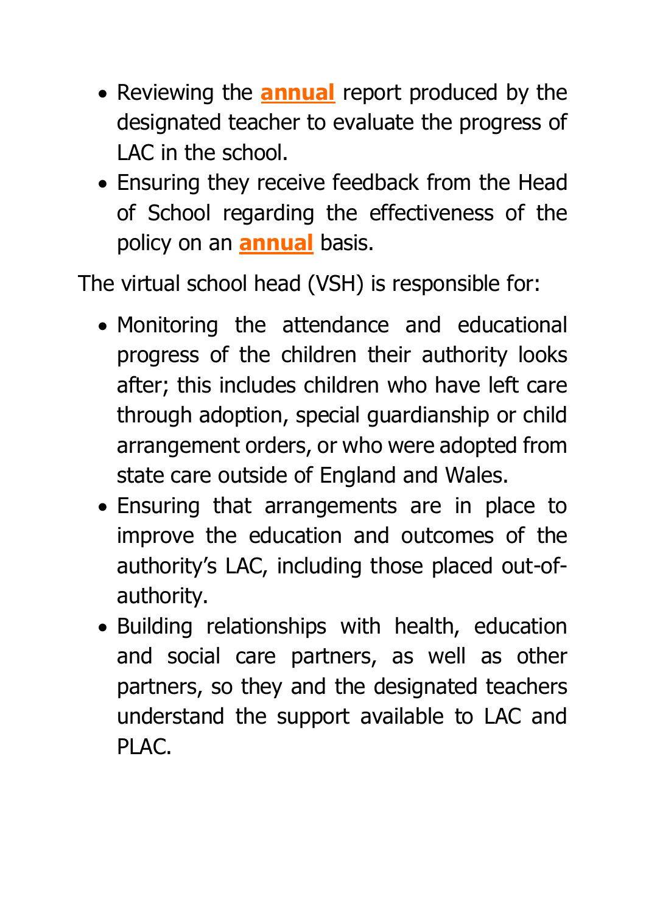- Reviewing the **annual** report produced by the designated teacher to evaluate the progress of LAC in the school.
- Ensuring they receive feedback from the Head of School regarding the effectiveness of the policy on an **annual** basis.

The virtual school head (VSH) is responsible for:

- Monitoring the attendance and educational progress of the children their authority looks after; this includes children who have left care through adoption, special guardianship or child arrangement orders, or who were adopted from state care outside of England and Wales.
- Ensuring that arrangements are in place to improve the education and outcomes of the authority's LAC, including those placed out-of-authority.
- Building relationships with health, education and social care partners, as well as other partners, so they and the designated teachers understand the support available to LAC and PLAC.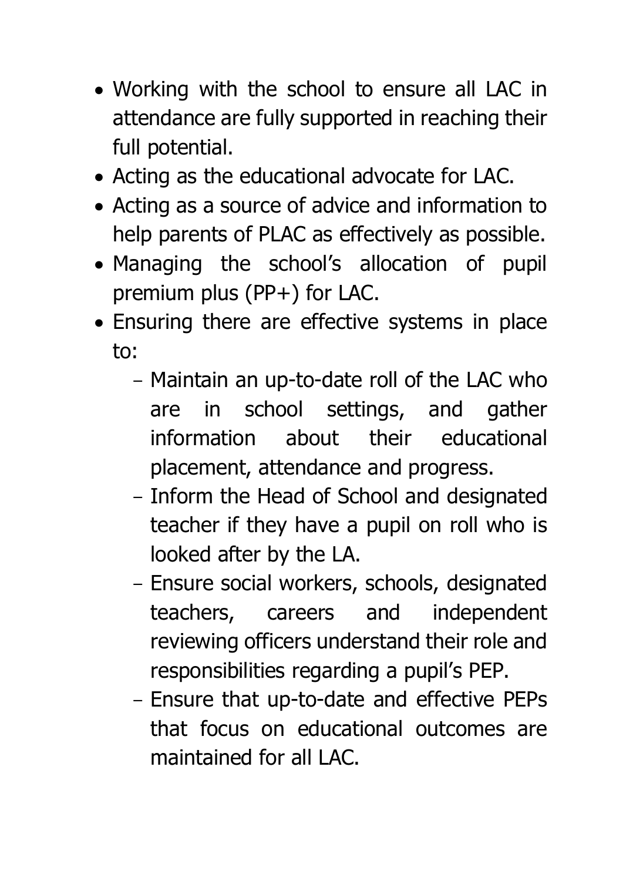- Working with the school to ensure all LAC in attendance are fully supported in reaching their full potential.
- Acting as the educational advocate for LAC.
- Acting as a source of advice and information to help parents of PLAC as effectively as possible.
- Managing the school's allocation of pupil premium plus (PP+) for LAC.
- Ensuring there are effective systems in place to:
  - Maintain an up-to-date roll of the LAC who are in school settings, and gather information about their educational placement, attendance and progress.
  - Inform the Head of School and designated teacher if they have a pupil on roll who is looked after by the LA.
  - Ensure social workers, schools, designated teachers, careers and independent reviewing officers understand their role and responsibilities regarding a pupil's PEP.
  - Ensure that up-to-date and effective PEPs that focus on educational outcomes are maintained for all LAC.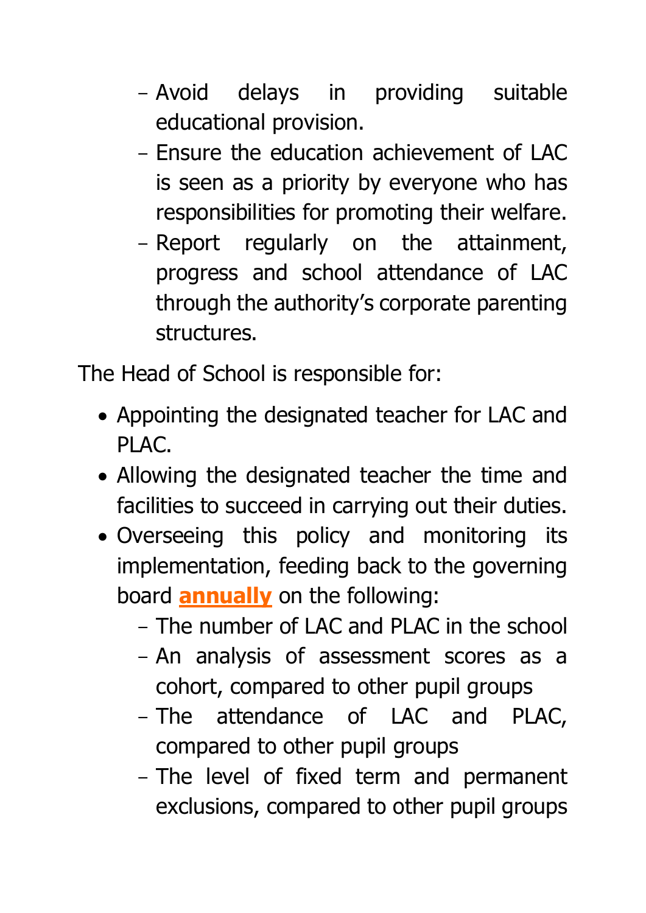- Avoid delays in providing suitable educational provision.
  - Ensure the education achievement of LAC is seen as a priority by everyone who has responsibilities for promoting their welfare.
  - Report regularly on the attainment, progress and school attendance of LAC through the authority's corporate parenting structures.

The Head of School is responsible for:

- Appointing the designated teacher for LAC and PLAC.
- Allowing the designated teacher the time and facilities to succeed in carrying out their duties.
- Overseeing this policy and monitoring its implementation, feeding back to the governing board **annually** on the following:
  - The number of LAC and PLAC in the school
  - An analysis of assessment scores as a cohort, compared to other pupil groups
  - The attendance of LAC and PLAC, compared to other pupil groups
  - The level of fixed term and permanent exclusions, compared to other pupil groups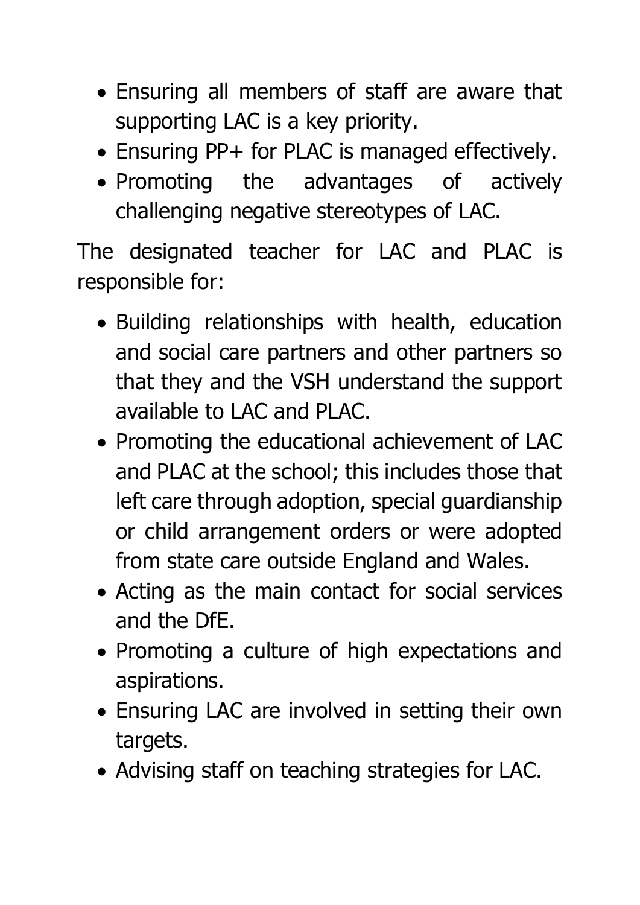- Ensuring all members of staff are aware that supporting LAC is a key priority.
- Ensuring PP+ for PLAC is managed effectively.
- Promoting the advantages of actively challenging negative stereotypes of LAC.

The designated teacher for LAC and PLAC is responsible for:

- Building relationships with health, education and social care partners and other partners so that they and the VSH understand the support available to LAC and PLAC.
- Promoting the educational achievement of LAC and PLAC at the school; this includes those that left care through adoption, special guardianship or child arrangement orders or were adopted from state care outside England and Wales.
- Acting as the main contact for social services and the DfE.
- Promoting a culture of high expectations and aspirations.
- Ensuring LAC are involved in setting their own targets.
- Advising staff on teaching strategies for LAC.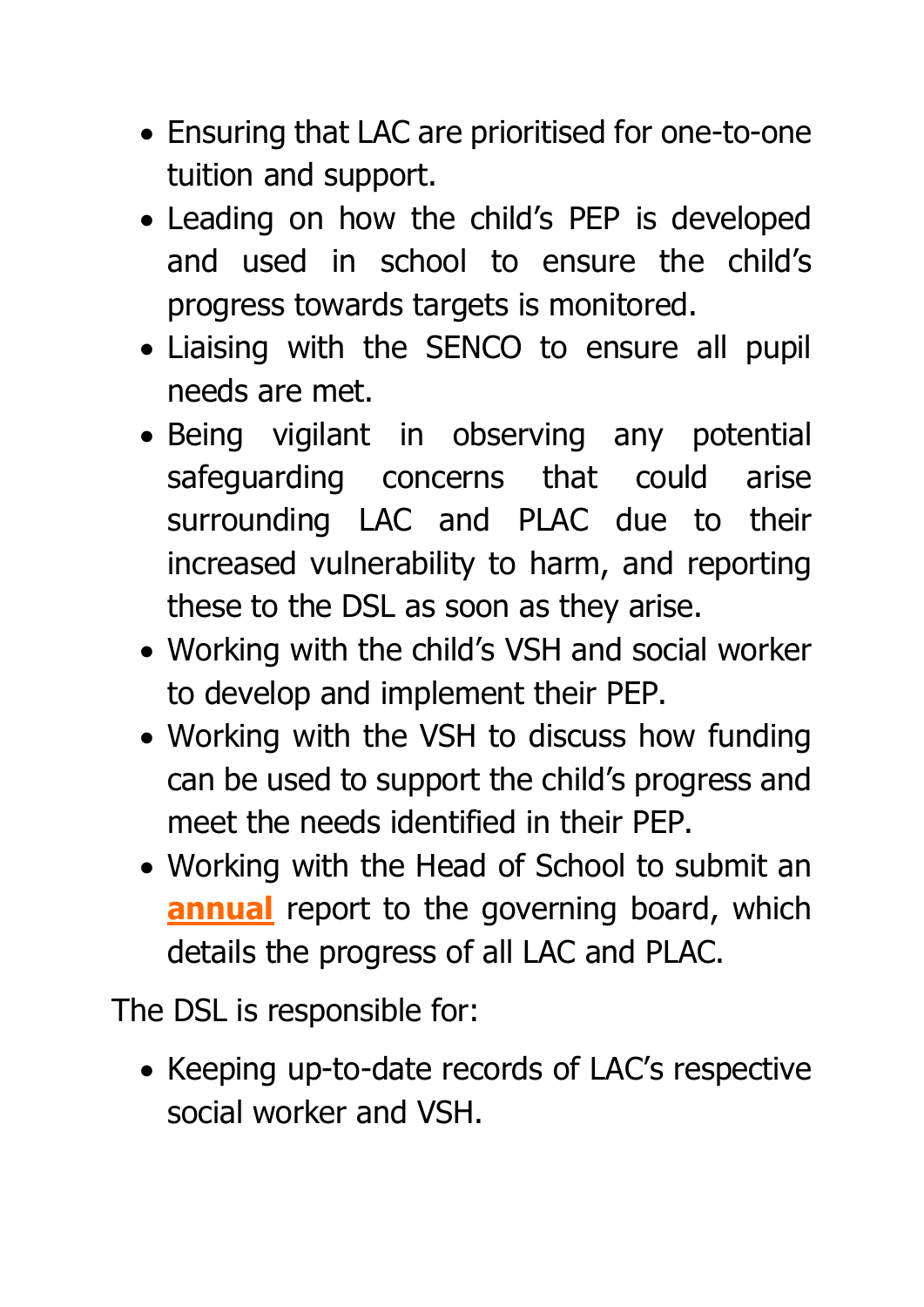- Ensuring that LAC are prioritised for one-to-one tuition and support.
- Leading on how the child's PEP is developed and used in school to ensure the child's progress towards targets is monitored.
- Liaising with the SENCO to ensure all pupil needs are met.
- Being vigilant in observing any potential safeguarding concerns that could arise surrounding LAC and PLAC due to their increased vulnerability to harm, and reporting these to the DSL as soon as they arise.
- Working with the child's VSH and social worker to develop and implement their PEP.
- Working with the VSH to discuss how funding can be used to support the child's progress and meet the needs identified in their PEP.
- Working with the Head of School to submit an **annual** report to the governing board, which details the progress of all LAC and PLAC.

The DSL is responsible for:

- Keeping up-to-date records of LAC's respective social worker and VSH.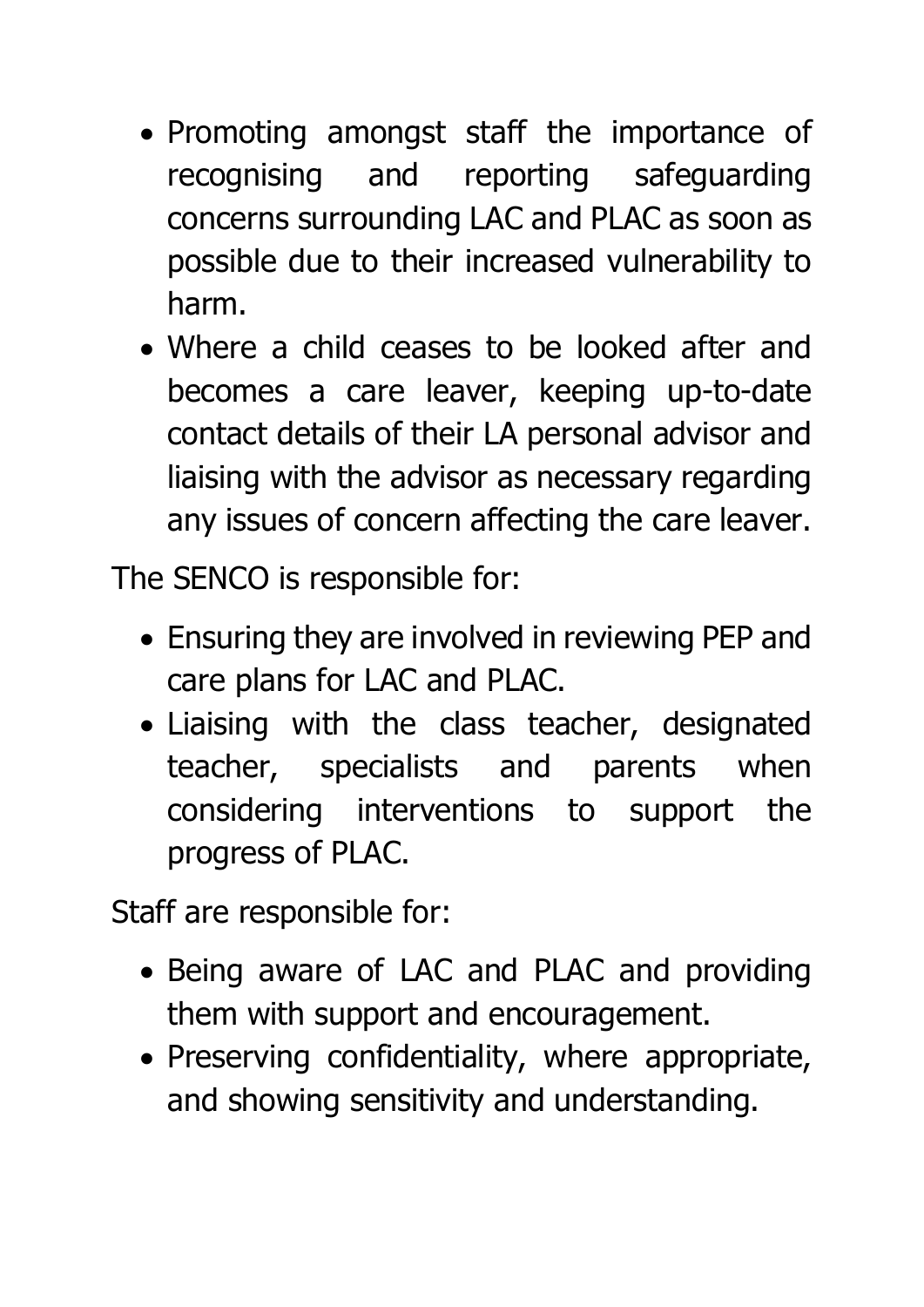- Promoting amongst staff the importance of recognising and reporting safeguarding concerns surrounding LAC and PLAC as soon as possible due to their increased vulnerability to harm.
- Where a child ceases to be looked after and becomes a care leaver, keeping up-to-date contact details of their LA personal advisor and liaising with the advisor as necessary regarding any issues of concern affecting the care leaver.

The SENCO is responsible for:

- Ensuring they are involved in reviewing PEP and care plans for LAC and PLAC.
- Liaising with the class teacher, designated teacher, specialists and parents when considering interventions to support the progress of PLAC.

Staff are responsible for:

- Being aware of LAC and PLAC and providing them with support and encouragement.
- Preserving confidentiality, where appropriate, and showing sensitivity and understanding.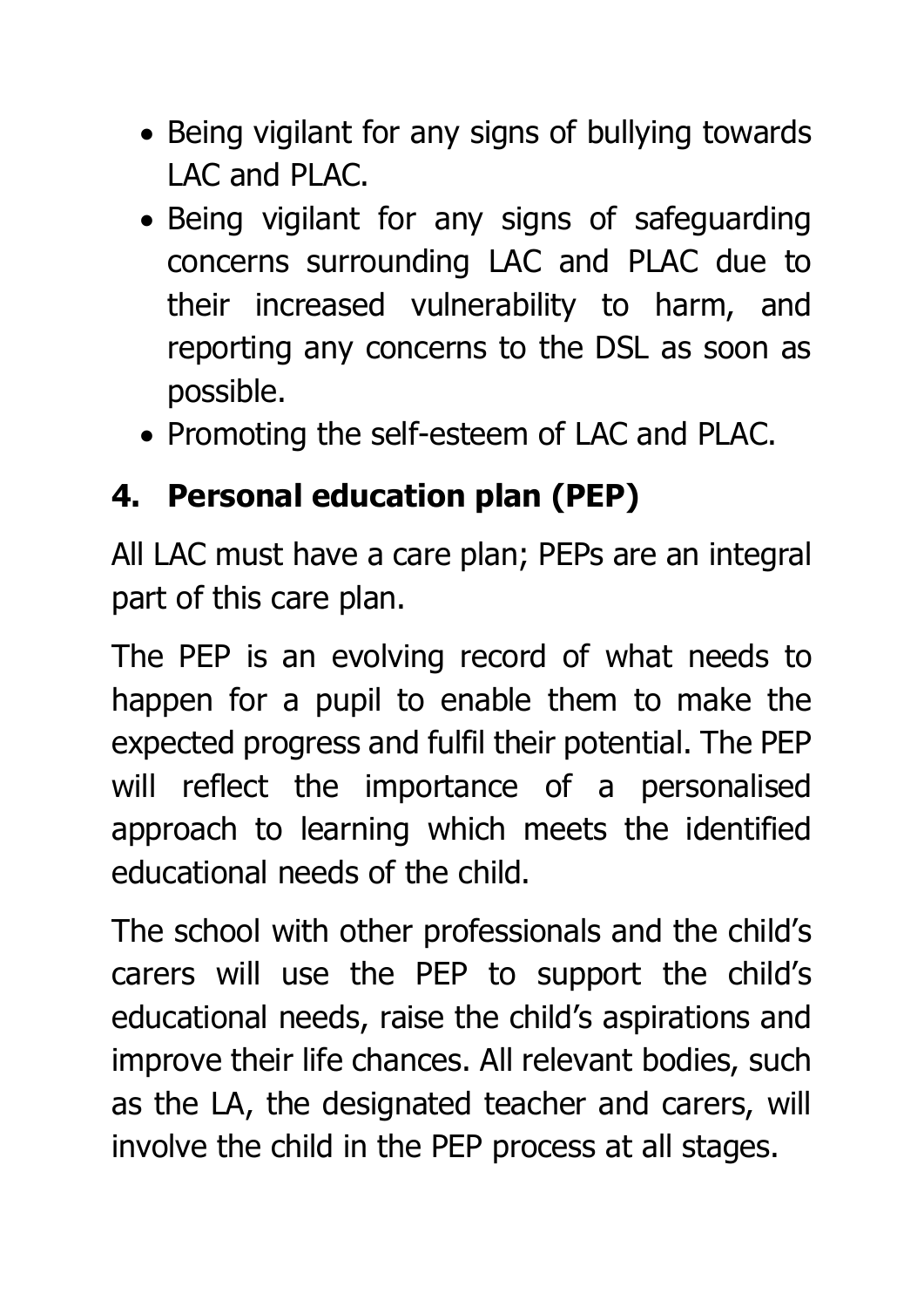- Being vigilant for any signs of bullying towards LAC and PLAC.
- Being vigilant for any signs of safeguarding concerns surrounding LAC and PLAC due to their increased vulnerability to harm, and reporting any concerns to the DSL as soon as possible.
- Promoting the self-esteem of LAC and PLAC.

## 4. Personal education plan (PEP)

All LAC must have a care plan; PEPs are an integral part of this care plan.

The PEP is an evolving record of what needs to happen for a pupil to enable them to make the expected progress and fulfil their potential. The PEP will reflect the importance of a personalised approach to learning which meets the identified educational needs of the child.

The school with other professionals and the child's carers will use the PEP to support the child's educational needs, raise the child's aspirations and improve their life chances. All relevant bodies, such as the LA, the designated teacher and carers, will involve the child in the PEP process at all stages.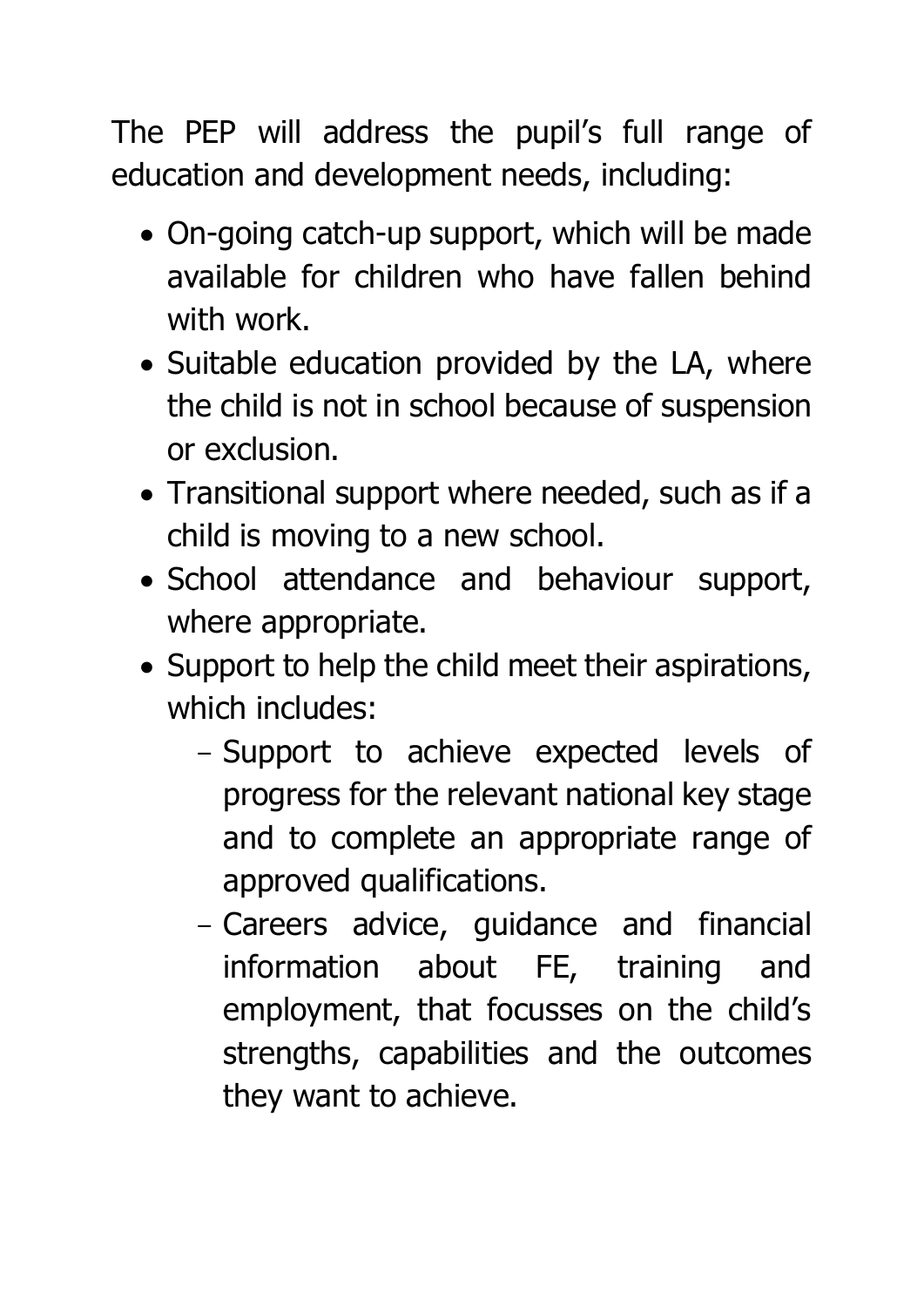The PEP will address the pupil's full range of education and development needs, including:

- On-going catch-up support, which will be made available for children who have fallen behind with work.
- Suitable education provided by the LA, where the child is not in school because of suspension or exclusion.
- Transitional support where needed, such as if a child is moving to a new school.
- School attendance and behaviour support, where appropriate.
- Support to help the child meet their aspirations, which includes:
  - Support to achieve expected levels of progress for the relevant national key stage and to complete an appropriate range of approved qualifications.
  - Careers advice, guidance and financial information about FE, training and employment, that focusses on the child's strengths, capabilities and the outcomes they want to achieve.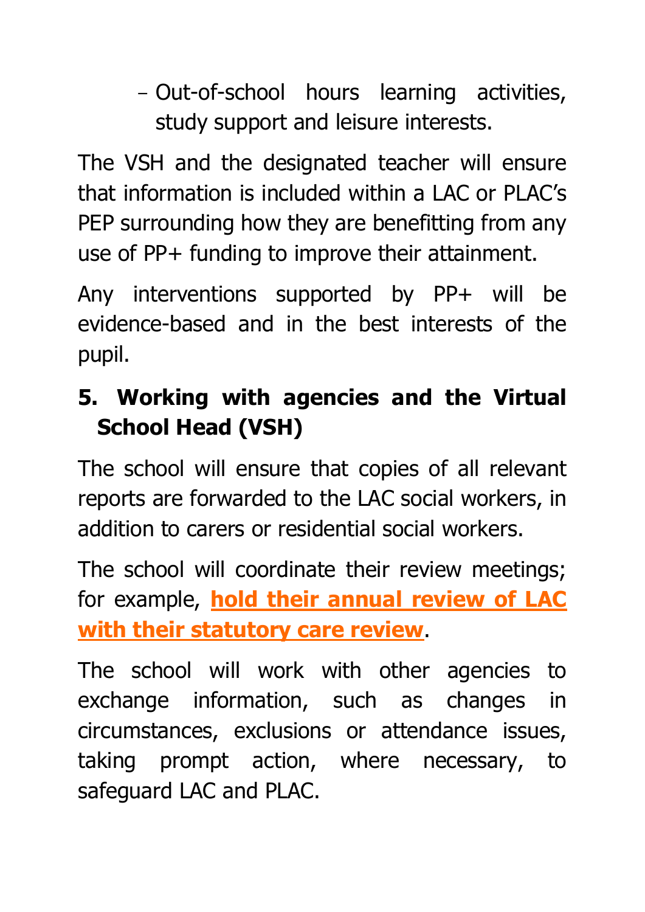- Out-of-school hours learning activities, study support and leisure interests.

The VSH and the designated teacher will ensure that information is included within a LAC or PLAC's PEP surrounding how they are benefitting from any use of PP+ funding to improve their attainment.

Any interventions supported by PP+ will be evidence-based and in the best interests of the pupil.

## 5. Working with agencies and the Virtual School Head (VSH)

The school will ensure that copies of all relevant reports are forwarded to the LAC social workers, in addition to carers or residential social workers.

The school will coordinate their review meetings; for example, **hold their annual review of LAC with their statutory care review**.

The school will work with other agencies to exchange information, such as changes in circumstances, exclusions or attendance issues, taking prompt action, where necessary, to safeguard LAC and PLAC.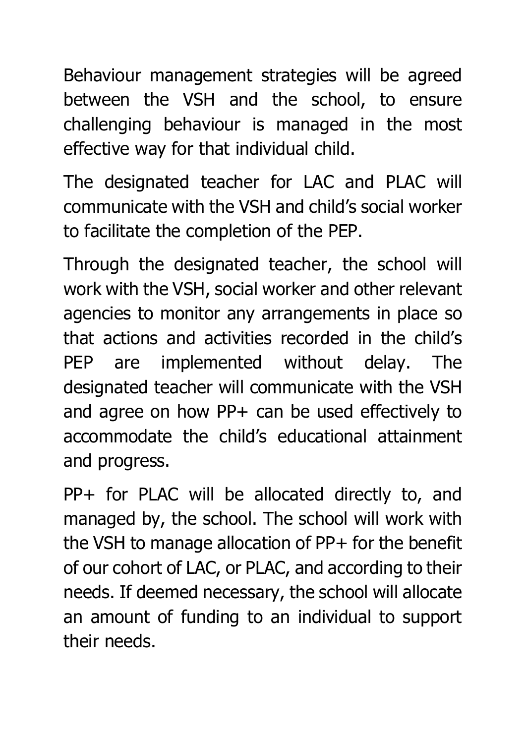Behaviour management strategies will be agreed between the VSH and the school, to ensure challenging behaviour is managed in the most effective way for that individual child.

The designated teacher for LAC and PLAC will communicate with the VSH and child's social worker to facilitate the completion of the PEP.

Through the designated teacher, the school will work with the VSH, social worker and other relevant agencies to monitor any arrangements in place so that actions and activities recorded in the child's PEP are implemented without delay. The designated teacher will communicate with the VSH and agree on how PP+ can be used effectively to accommodate the child's educational attainment and progress.

PP+ for PLAC will be allocated directly to, and managed by, the school. The school will work with the VSH to manage allocation of PP+ for the benefit of our cohort of LAC, or PLAC, and according to their needs. If deemed necessary, the school will allocate an amount of funding to an individual to support their needs.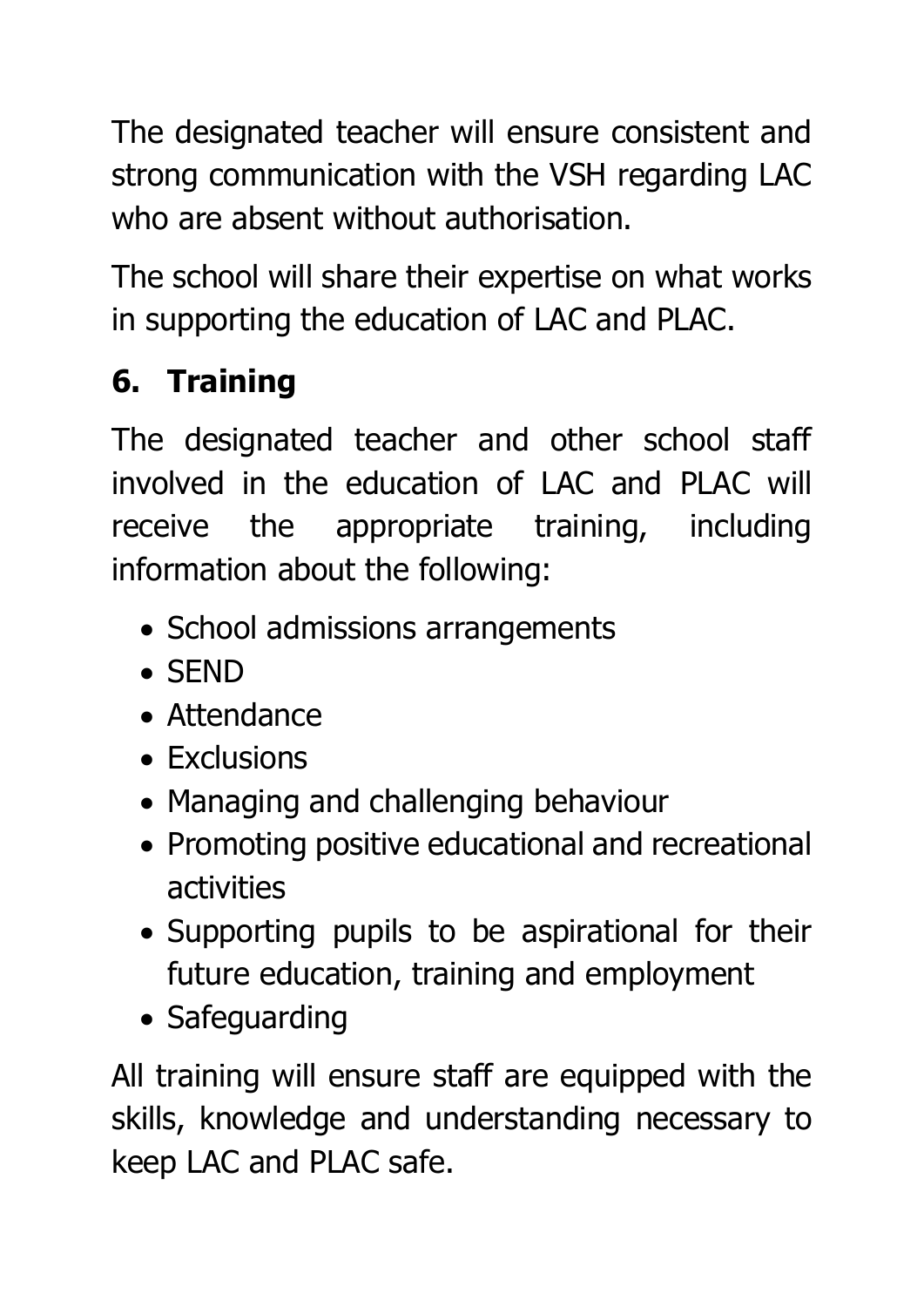The designated teacher will ensure consistent and strong communication with the VSH regarding LAC who are absent without authorisation.

The school will share their expertise on what works in supporting the education of LAC and PLAC.

## 6. Training

The designated teacher and other school staff involved in the education of LAC and PLAC will receive the appropriate training, including information about the following:

- School admissions arrangements
- SEND
- Attendance
- Exclusions
- Managing and challenging behaviour
- Promoting positive educational and recreational activities
- Supporting pupils to be aspirational for their future education, training and employment
- Safeguarding

All training will ensure staff are equipped with the skills, knowledge and understanding necessary to keep LAC and PLAC safe.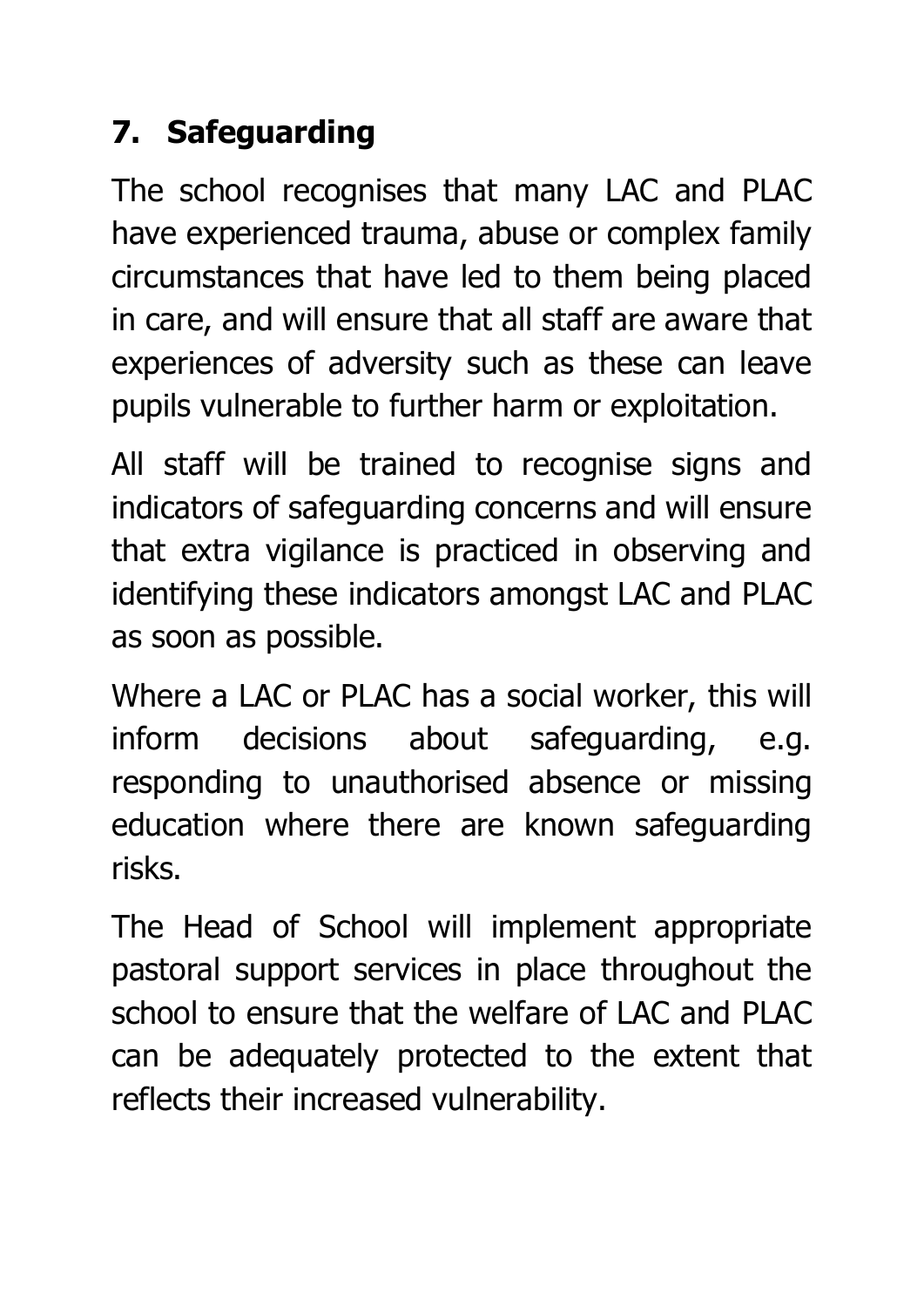## 7. Safeguarding

The school recognises that many LAC and PLAC have experienced trauma, abuse or complex family circumstances that have led to them being placed in care, and will ensure that all staff are aware that experiences of adversity such as these can leave pupils vulnerable to further harm or exploitation.

All staff will be trained to recognise signs and indicators of safeguarding concerns and will ensure that extra vigilance is practiced in observing and identifying these indicators amongst LAC and PLAC as soon as possible.

Where a LAC or PLAC has a social worker, this will inform decisions about safeguarding, e.g. responding to unauthorised absence or missing education where there are known safeguarding risks.

The Head of School will implement appropriate pastoral support services in place throughout the school to ensure that the welfare of LAC and PLAC can be adequately protected to the extent that reflects their increased vulnerability.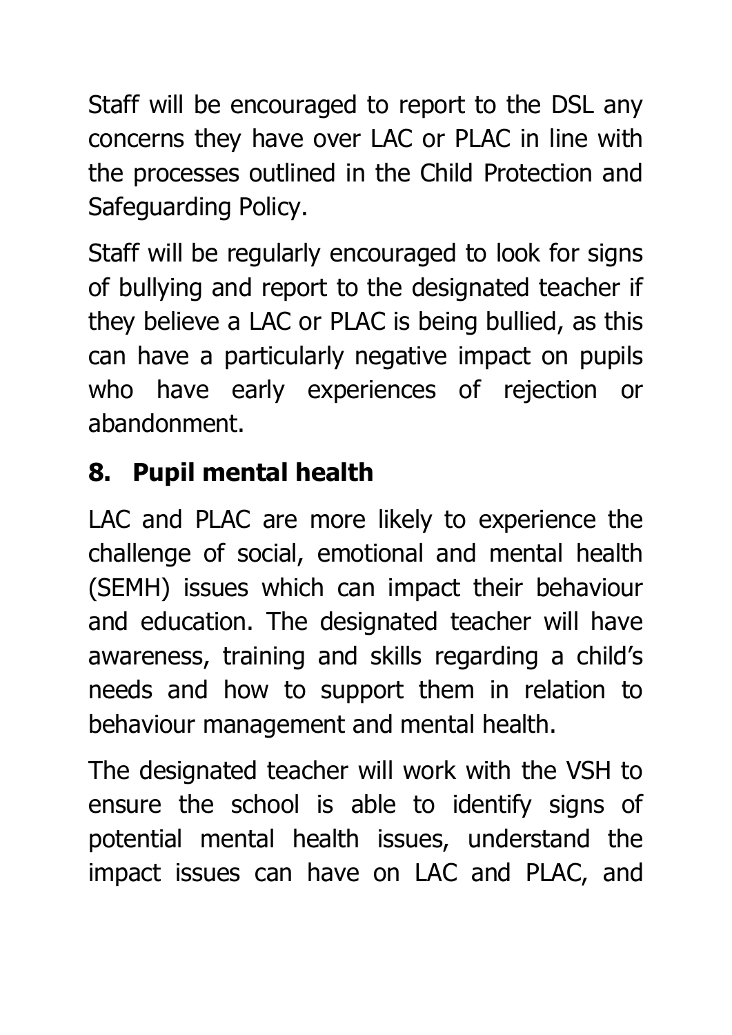Staff will be encouraged to report to the DSL any concerns they have over LAC or PLAC in line with the processes outlined in the Child Protection and Safeguarding Policy.

Staff will be regularly encouraged to look for signs of bullying and report to the designated teacher if they believe a LAC or PLAC is being bullied, as this can have a particularly negative impact on pupils who have early experiences of rejection or abandonment.

## 8. Pupil mental health

LAC and PLAC are more likely to experience the challenge of social, emotional and mental health (SEMH) issues which can impact their behaviour and education. The designated teacher will have awareness, training and skills regarding a child's needs and how to support them in relation to behaviour management and mental health.

The designated teacher will work with the VSH to ensure the school is able to identify signs of potential mental health issues, understand the impact issues can have on LAC and PLAC, and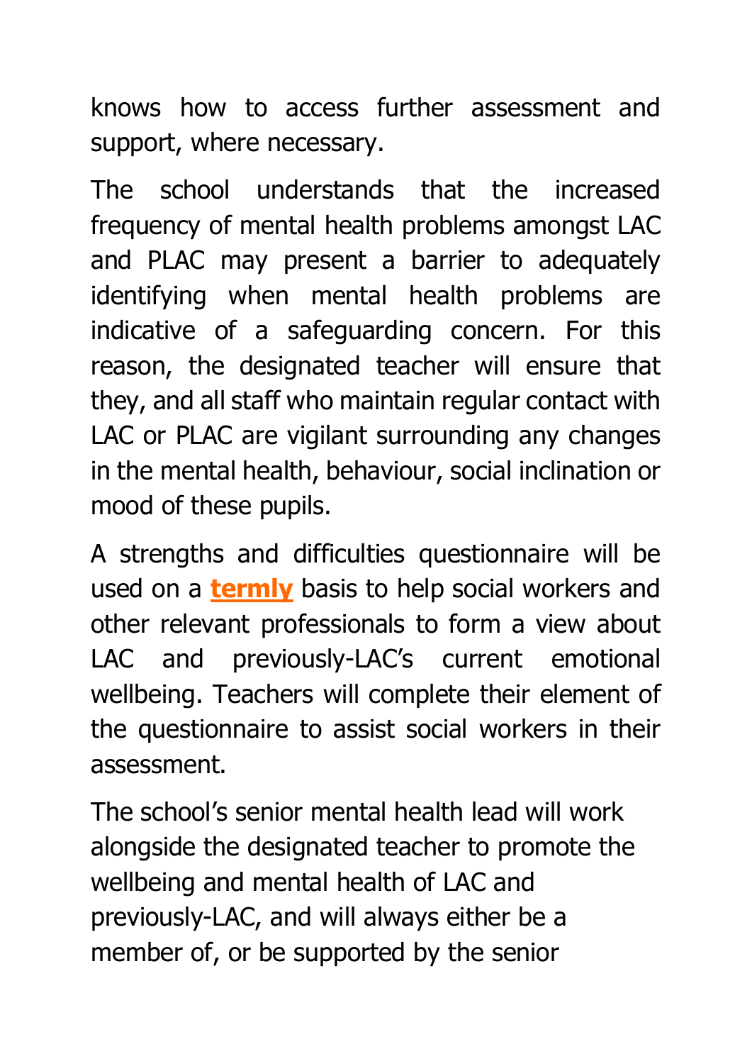knows how to access further assessment and support, where necessary.

The school understands that the increased frequency of mental health problems amongst LAC and PLAC may present a barrier to adequately identifying when mental health problems are indicative of a safeguarding concern. For this reason, the designated teacher will ensure that they, and all staff who maintain regular contact with LAC or PLAC are vigilant surrounding any changes in the mental health, behaviour, social inclination or mood of these pupils.

A strengths and difficulties questionnaire will be used on a **termly** basis to help social workers and other relevant professionals to form a view about LAC and previously-LAC's current emotional wellbeing. Teachers will complete their element of the questionnaire to assist social workers in their assessment.

The school's senior mental health lead will work alongside the designated teacher to promote the wellbeing and mental health of LAC and previously-LAC, and will always either be a member of, or be supported by the senior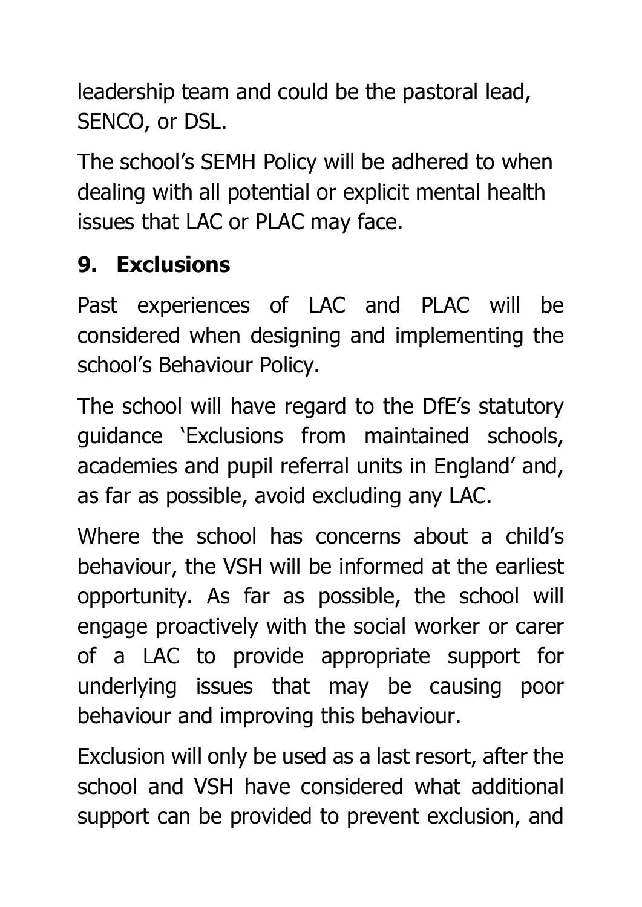leadership team and could be the pastoral lead, SENCO, or DSL.

The school's SEMH Policy will be adhered to when dealing with all potential or explicit mental health issues that LAC or PLAC may face.

## 9. Exclusions

Past experiences of LAC and PLAC will be considered when designing and implementing the school's Behaviour Policy.

The school will have regard to the DfE's statutory guidance 'Exclusions from maintained schools, academies and pupil referral units in England' and, as far as possible, avoid excluding any LAC.

Where the school has concerns about a child's behaviour, the VSH will be informed at the earliest opportunity. As far as possible, the school will engage proactively with the social worker or carer of a LAC to provide appropriate support for underlying issues that may be causing poor behaviour and improving this behaviour.

Exclusion will only be used as a last resort, after the school and VSH have considered what additional support can be provided to prevent exclusion, and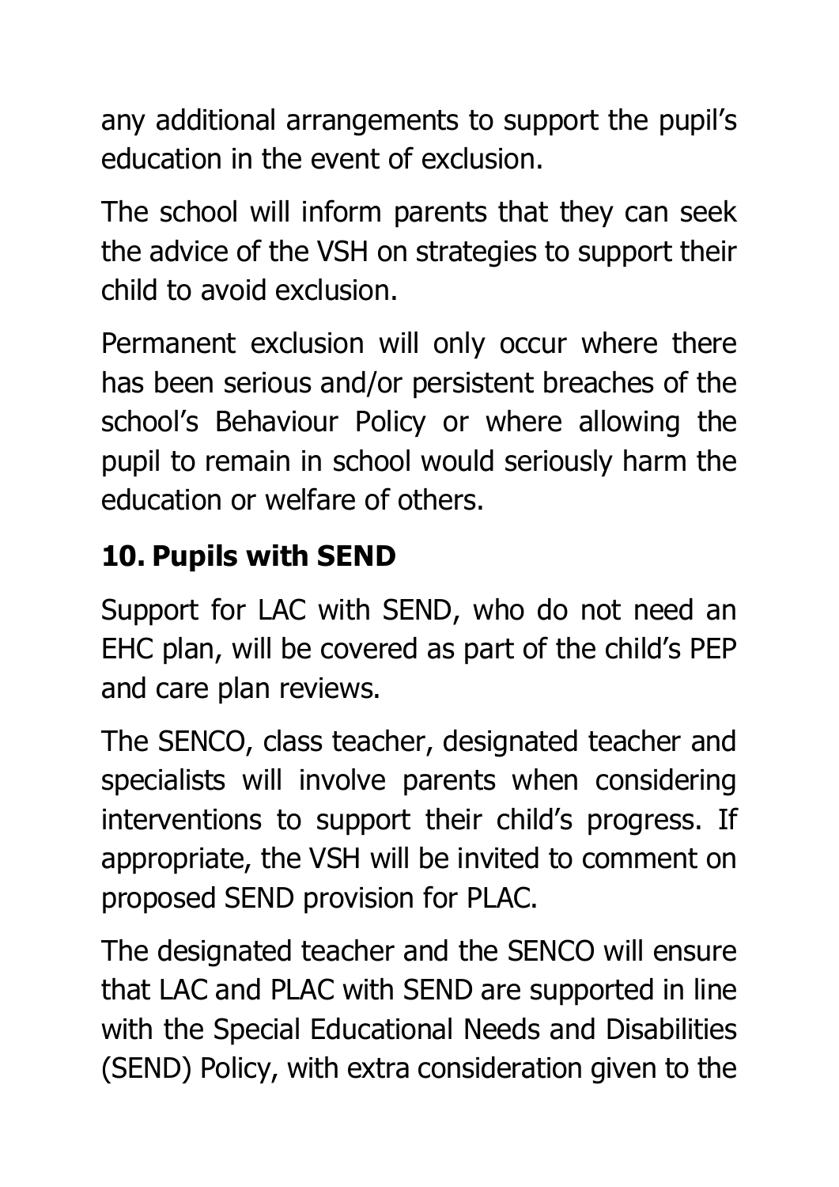any additional arrangements to support the pupil's education in the event of exclusion.

The school will inform parents that they can seek the advice of the VSH on strategies to support their child to avoid exclusion.

Permanent exclusion will only occur where there has been serious and/or persistent breaches of the school's Behaviour Policy or where allowing the pupil to remain in school would seriously harm the education or welfare of others.

## 10. Pupils with SEND

Support for LAC with SEND, who do not need an EHC plan, will be covered as part of the child's PEP and care plan reviews.

The SENCO, class teacher, designated teacher and specialists will involve parents when considering interventions to support their child's progress. If appropriate, the VSH will be invited to comment on proposed SEND provision for PLAC.

The designated teacher and the SENCO will ensure that LAC and PLAC with SEND are supported in line with the Special Educational Needs and Disabilities (SEND) Policy, with extra consideration given to the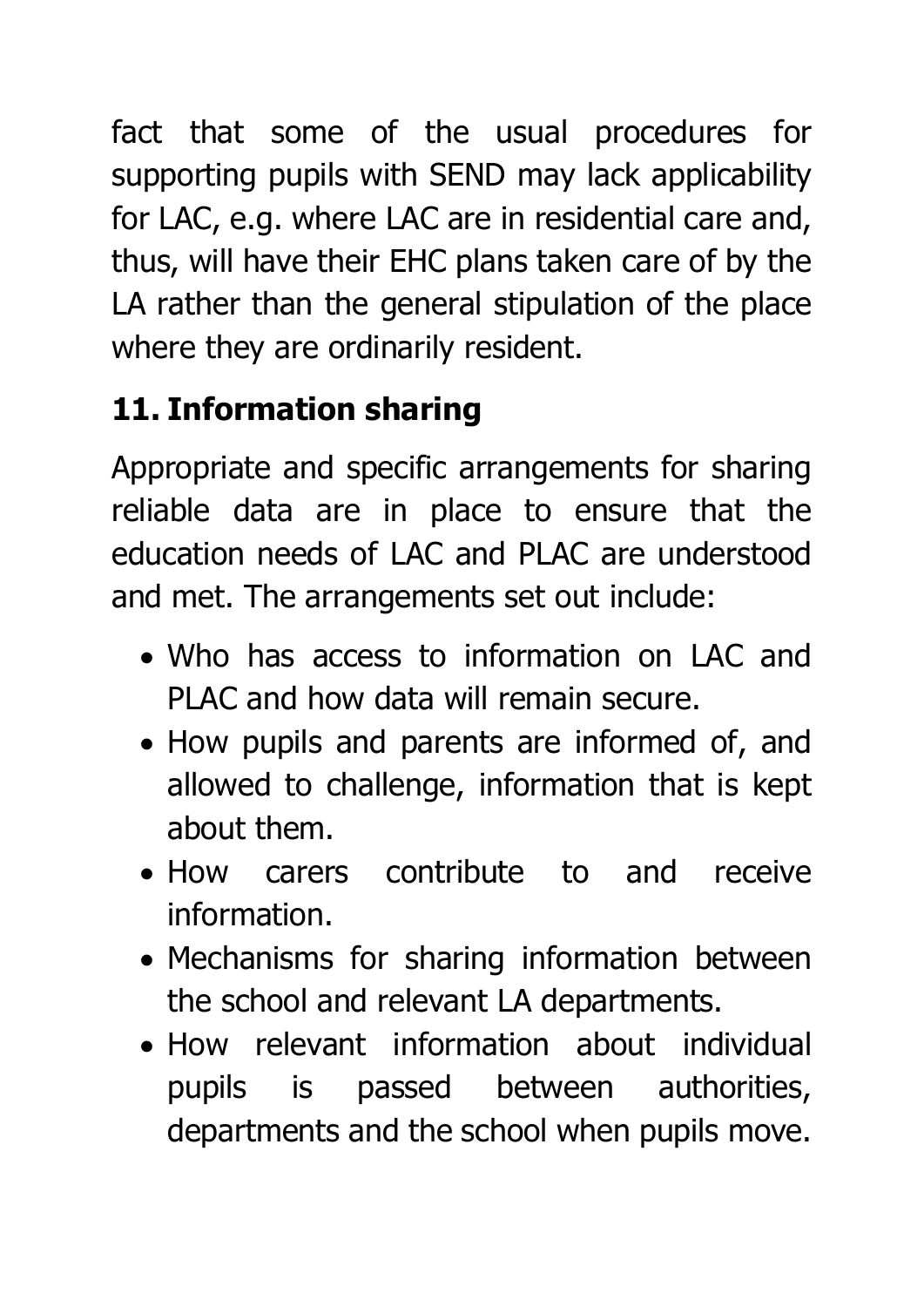fact that some of the usual procedures for supporting pupils with SEND may lack applicability for LAC, e.g. where LAC are in residential care and, thus, will have their EHC plans taken care of by the LA rather than the general stipulation of the place where they are ordinarily resident.

## 11. Information sharing

Appropriate and specific arrangements for sharing reliable data are in place to ensure that the education needs of LAC and PLAC are understood and met. The arrangements set out include:

- Who has access to information on LAC and PLAC and how data will remain secure.
- How pupils and parents are informed of, and allowed to challenge, information that is kept about them.
- How carers contribute to and receive information.
- Mechanisms for sharing information between the school and relevant LA departments.
- How relevant information about individual pupils is passed between authorities, departments and the school when pupils move.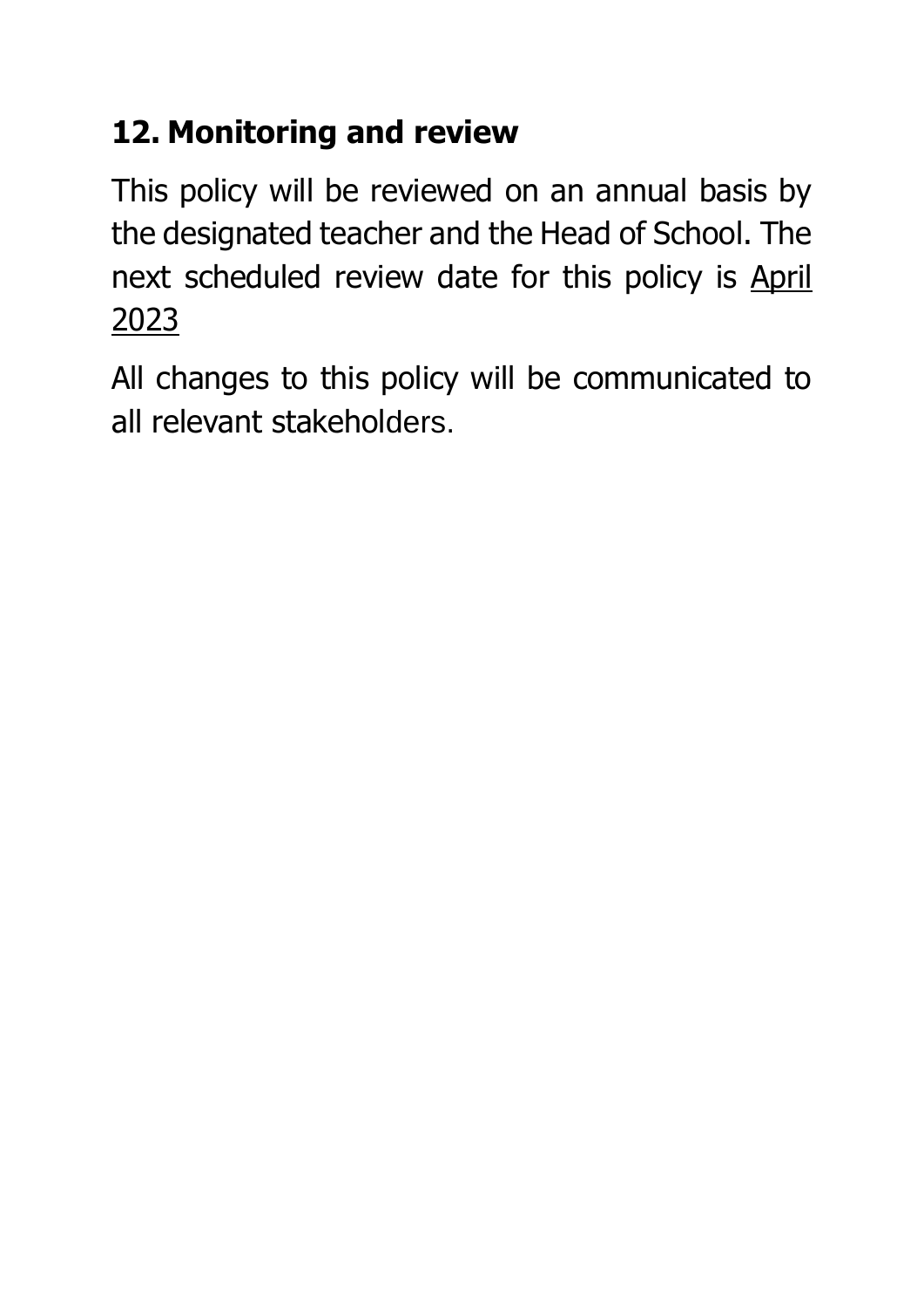## 12. Monitoring and review

This policy will be reviewed on an annual basis by the designated teacher and the Head of School. The next scheduled review date for this policy is April 2023

All changes to this policy will be communicated to all relevant stakeholders.